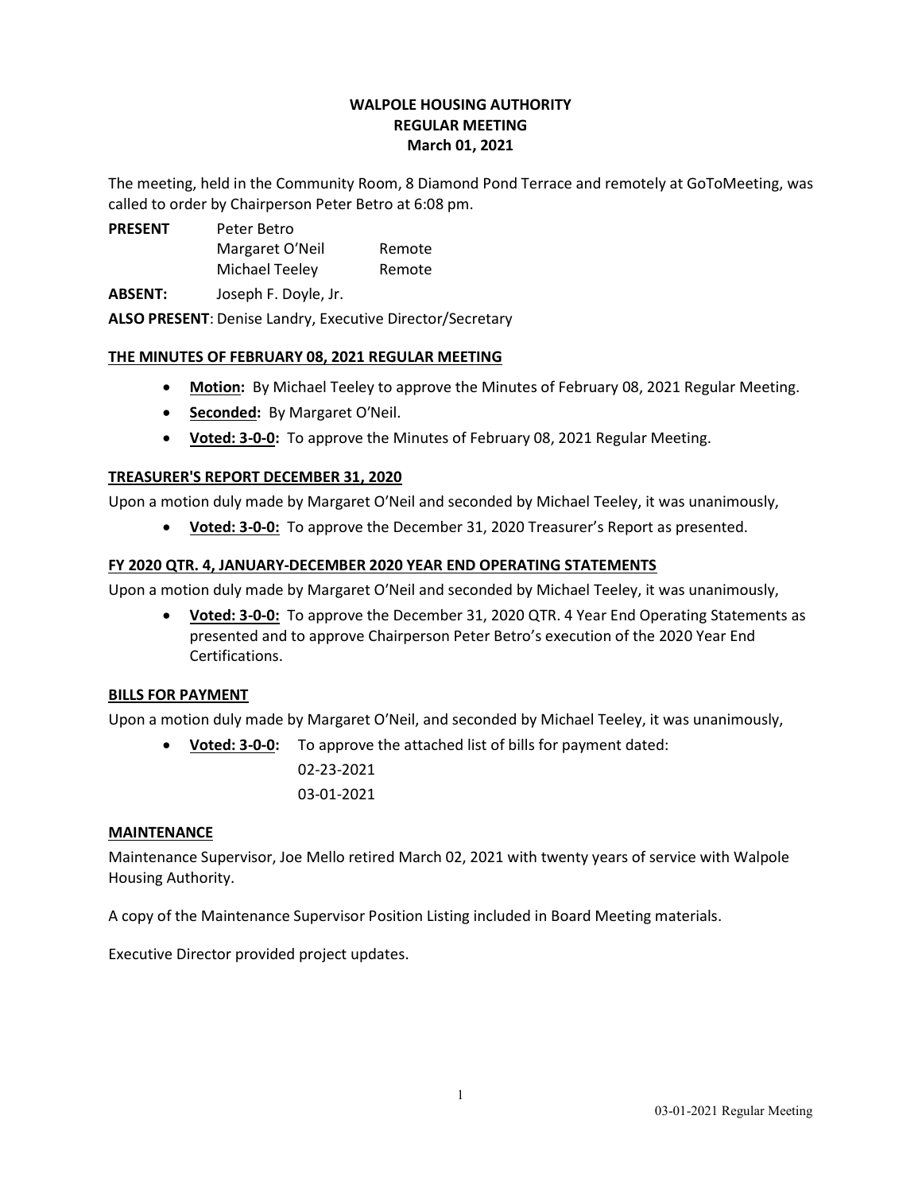# WALPOLE HOUSING AUTHORITY
## REGULAR MEETING
## March 01, 2021

The meeting, held in the Community Room, 8 Diamond Pond Terrace and remotely at GoToMeeting, was called to order by Chairperson Peter Betro at 6:08 pm.

| | | |
|---|---|---|
| **PRESENT** | Peter Betro | |
| | Margaret O'Neil | Remote |
| | Michael Teeley | Remote |
| **ABSENT:** | Joseph F. Doyle, Jr. | |

**ALSO PRESENT**: Denise Landry, Executive Director/Secretary

**THE MINUTES OF FEBRUARY 08, 2021 REGULAR MEETING**

- **Motion:** By Michael Teeley to approve the Minutes of February 08, 2021 Regular Meeting.
- **Seconded:** By Margaret O'Neil.
- **Voted: 3-0-0:** To approve the Minutes of February 08, 2021 Regular Meeting.

**TREASURER'S REPORT DECEMBER 31, 2020**

Upon a motion duly made by Margaret O'Neil and seconded by Michael Teeley, it was unanimously,

- **Voted: 3-0-0:** To approve the December 31, 2020 Treasurer's Report as presented.

**FY 2020 QTR. 4, JANUARY-DECEMBER 2020 YEAR END OPERATING STATEMENTS**

Upon a motion duly made by Margaret O'Neil and seconded by Michael Teeley, it was unanimously,

- **Voted: 3-0-0:** To approve the December 31, 2020 QTR. 4 Year End Operating Statements as presented and to approve Chairperson Peter Betro's execution of the 2020 Year End Certifications.

**BILLS FOR PAYMENT**

Upon a motion duly made by Margaret O'Neil, and seconded by Michael Teeley, it was unanimously,

- **Voted: 3-0-0:** To approve the attached list of bills for payment dated:
  02-23-2021
  03-01-2021

**MAINTENANCE**

Maintenance Supervisor, Joe Mello retired March 02, 2021 with twenty years of service with Walpole Housing Authority.

A copy of the Maintenance Supervisor Position Listing included in Board Meeting materials.

Executive Director provided project updates.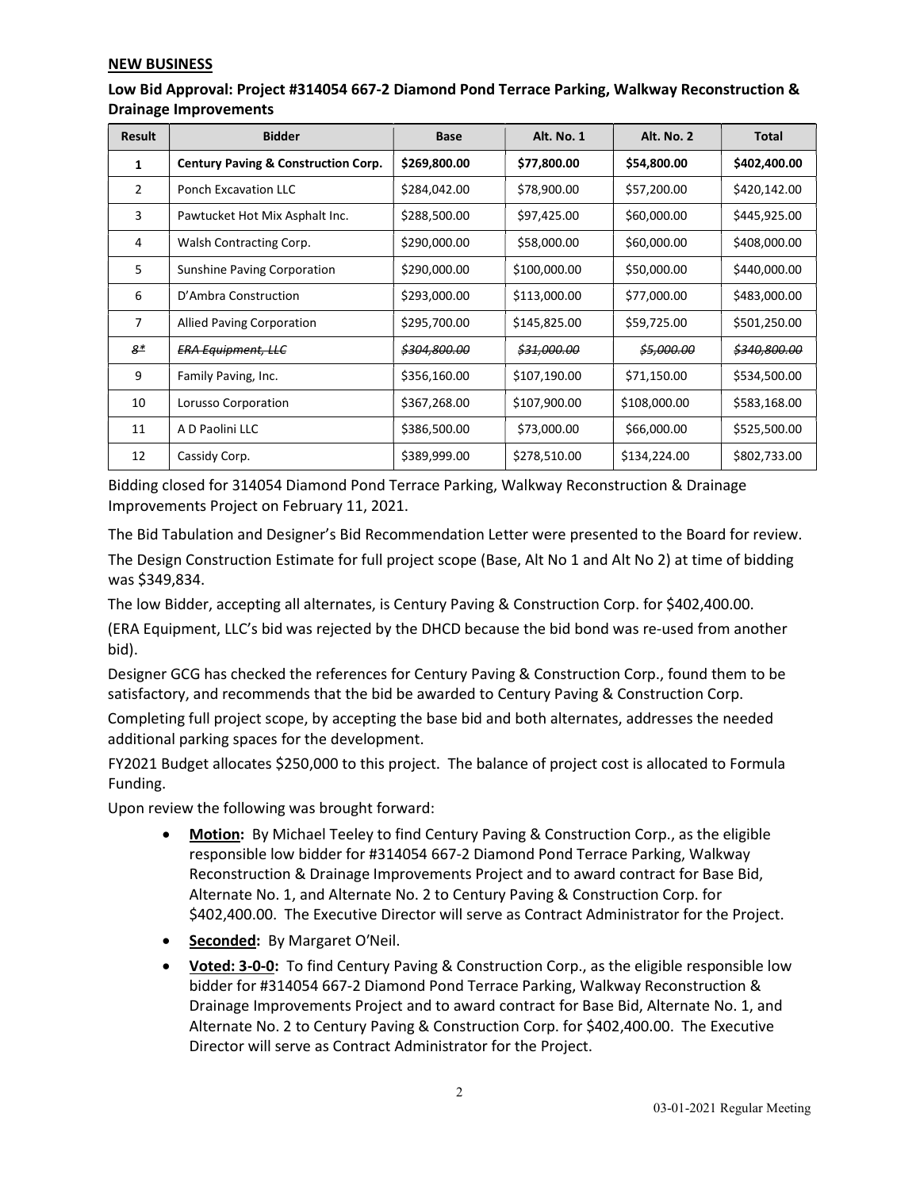**NEW BUSINESS**

**Low Bid Approval: Project #314054 667-2 Diamond Pond Terrace Parking, Walkway Reconstruction & Drainage Improvements**

| Result | Bidder | Base | Alt. No. 1 | Alt. No. 2 | Total |
|---|---|---|---|---|---|
| **1** | **Century Paving & Construction Corp.** | **$269,800.00** | **$77,800.00** | **$54,800.00** | **$402,400.00** |
| 2 | Ponch Excavation LLC | $284,042.00 | $78,900.00 | $57,200.00 | $420,142.00 |
| 3 | Pawtucket Hot Mix Asphalt Inc. | $288,500.00 | $97,425.00 | $60,000.00 | $445,925.00 |
| 4 | Walsh Contracting Corp. | $290,000.00 | $58,000.00 | $60,000.00 | $408,000.00 |
| 5 | Sunshine Paving Corporation | $290,000.00 | $100,000.00 | $50,000.00 | $440,000.00 |
| 6 | D'Ambra Construction | $293,000.00 | $113,000.00 | $77,000.00 | $483,000.00 |
| 7 | Allied Paving Corporation | $295,700.00 | $145,825.00 | $59,725.00 | $501,250.00 |
| ~~*8**~~ | ~~*ERA Equipment, LLC*~~ | ~~*$304,800.00*~~ | ~~*$31,000.00*~~ | ~~*$5,000.00*~~ | ~~*$340,800.00*~~ |
| 9 | Family Paving, Inc. | $356,160.00 | $107,190.00 | $71,150.00 | $534,500.00 |
| 10 | Lorusso Corporation | $367,268.00 | $107,900.00 | $108,000.00 | $583,168.00 |
| 11 | A D Paolini LLC | $386,500.00 | $73,000.00 | $66,000.00 | $525,500.00 |
| 12 | Cassidy Corp. | $389,999.00 | $278,510.00 | $134,224.00 | $802,733.00 |

Bidding closed for 314054 Diamond Pond Terrace Parking, Walkway Reconstruction & Drainage Improvements Project on February 11, 2021.

The Bid Tabulation and Designer's Bid Recommendation Letter were presented to the Board for review.

The Design Construction Estimate for full project scope (Base, Alt No 1 and Alt No 2) at time of bidding was $349,834.

The low Bidder, accepting all alternates, is Century Paving & Construction Corp. for $402,400.00.

(ERA Equipment, LLC's bid was rejected by the DHCD because the bid bond was re-used from another bid).

Designer GCG has checked the references for Century Paving & Construction Corp., found them to be satisfactory, and recommends that the bid be awarded to Century Paving & Construction Corp.

Completing full project scope, by accepting the base bid and both alternates, addresses the needed additional parking spaces for the development.

FY2021 Budget allocates $250,000 to this project. The balance of project cost is allocated to Formula Funding.

Upon review the following was brought forward:

- **Motion:** By Michael Teeley to find Century Paving & Construction Corp., as the eligible responsible low bidder for #314054 667-2 Diamond Pond Terrace Parking, Walkway Reconstruction & Drainage Improvements Project and to award contract for Base Bid, Alternate No. 1, and Alternate No. 2 to Century Paving & Construction Corp. for $402,400.00. The Executive Director will serve as Contract Administrator for the Project.
- **Seconded:** By Margaret O'Neil.
- **Voted: 3-0-0:** To find Century Paving & Construction Corp., as the eligible responsible low bidder for #314054 667-2 Diamond Pond Terrace Parking, Walkway Reconstruction & Drainage Improvements Project and to award contract for Base Bid, Alternate No. 1, and Alternate No. 2 to Century Paving & Construction Corp. for $402,400.00. The Executive Director will serve as Contract Administrator for the Project.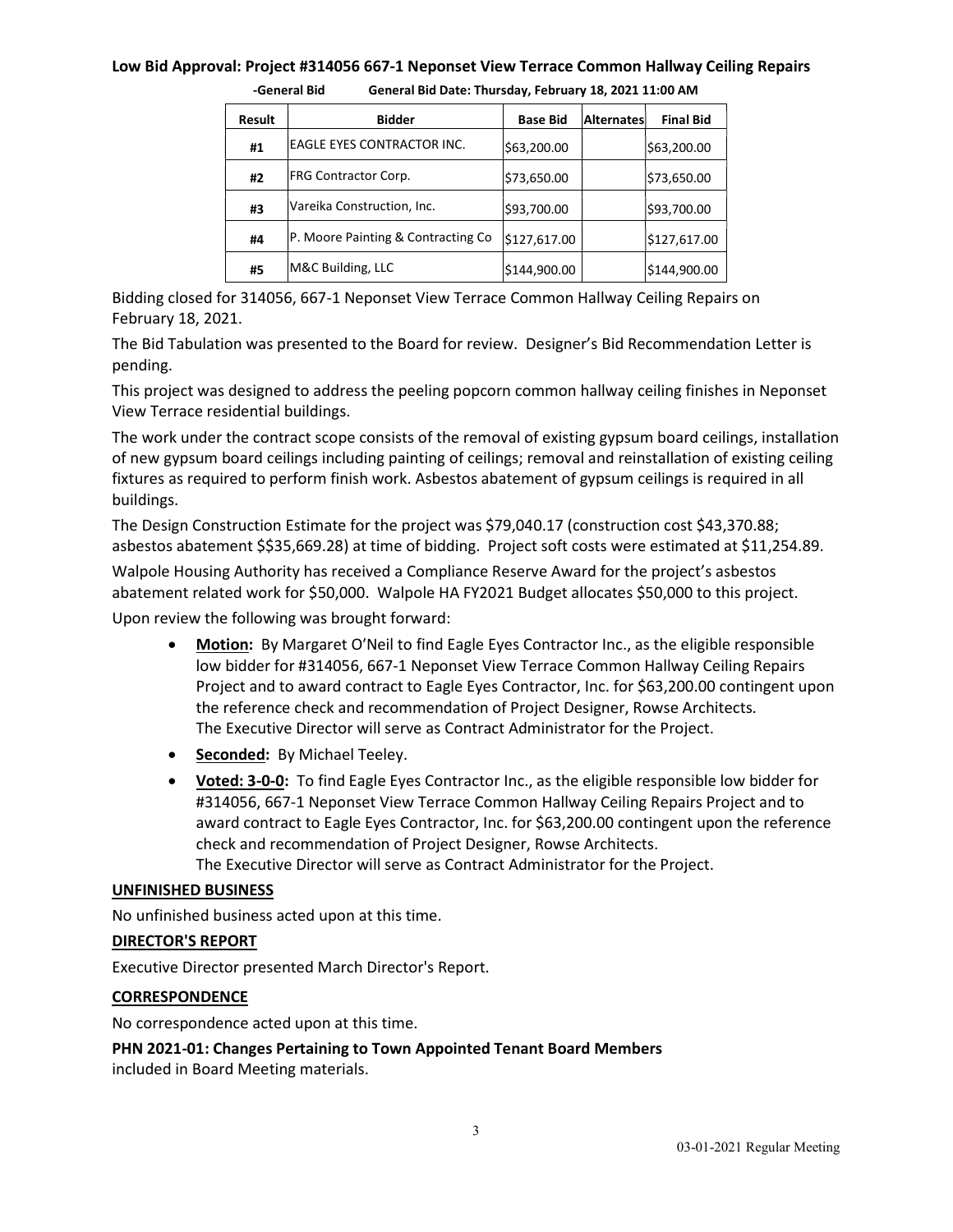**Low Bid Approval: Project #314056 667-1 Neponset View Terrace Common Hallway Ceiling Repairs**

**-General Bid General Bid Date: Thursday, February 18, 2021 11:00 AM**

| Result | Bidder | Base Bid | Alternates | Final Bid |
|---|---|---|---|---|
| #1 | EAGLE EYES CONTRACTOR INC. | $63,200.00 | | $63,200.00 |
| #2 | FRG Contractor Corp. | $73,650.00 | | $73,650.00 |
| #3 | Vareika Construction, Inc. | $93,700.00 | | $93,700.00 |
| #4 | P. Moore Painting & Contracting Co | $127,617.00 | | $127,617.00 |
| #5 | M&C Building, LLC | $144,900.00 | | $144,900.00 |

Bidding closed for 314056, 667-1 Neponset View Terrace Common Hallway Ceiling Repairs on February 18, 2021.

The Bid Tabulation was presented to the Board for review. Designer's Bid Recommendation Letter is pending.

This project was designed to address the peeling popcorn common hallway ceiling finishes in Neponset View Terrace residential buildings.

The work under the contract scope consists of the removal of existing gypsum board ceilings, installation of new gypsum board ceilings including painting of ceilings; removal and reinstallation of existing ceiling fixtures as required to perform finish work. Asbestos abatement of gypsum ceilings is required in all buildings.

The Design Construction Estimate for the project was $79,040.17 (construction cost $43,370.88; asbestos abatement $$35,669.28) at time of bidding. Project soft costs were estimated at $11,254.89.

Walpole Housing Authority has received a Compliance Reserve Award for the project's asbestos abatement related work for $50,000. Walpole HA FY2021 Budget allocates $50,000 to this project.

Upon review the following was brought forward:

- **Motion:** By Margaret O'Neil to find Eagle Eyes Contractor Inc., as the eligible responsible low bidder for #314056, 667-1 Neponset View Terrace Common Hallway Ceiling Repairs Project and to award contract to Eagle Eyes Contractor, Inc. for $63,200.00 contingent upon the reference check and recommendation of Project Designer, Rowse Architects.
  The Executive Director will serve as Contract Administrator for the Project.
- **Seconded:** By Michael Teeley.
- **Voted: 3-0-0:** To find Eagle Eyes Contractor Inc., as the eligible responsible low bidder for #314056, 667-1 Neponset View Terrace Common Hallway Ceiling Repairs Project and to award contract to Eagle Eyes Contractor, Inc. for $63,200.00 contingent upon the reference check and recommendation of Project Designer, Rowse Architects.
  The Executive Director will serve as Contract Administrator for the Project.

**UNFINISHED BUSINESS**

No unfinished business acted upon at this time.

**DIRECTOR'S REPORT**

Executive Director presented March Director's Report.

**CORRESPONDENCE**

No correspondence acted upon at this time.

**PHN 2021-01: Changes Pertaining to Town Appointed Tenant Board Members**
included in Board Meeting materials.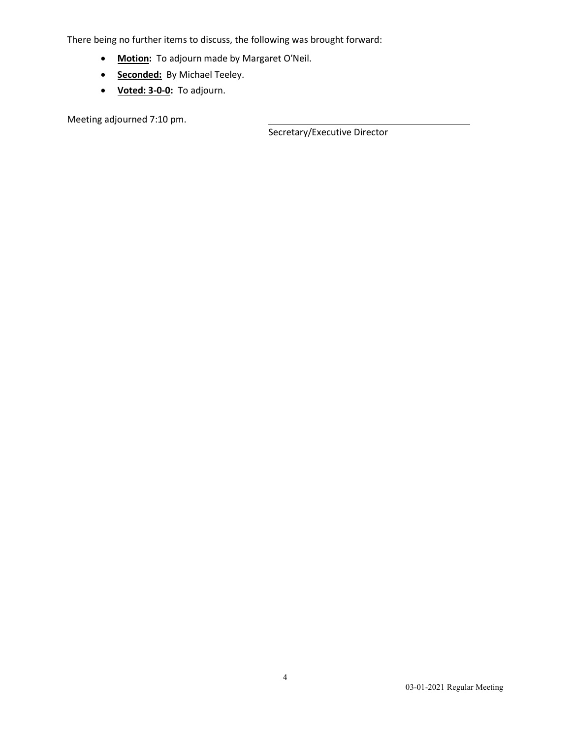There being no further items to discuss, the following was brought forward:

- **Motion:** To adjourn made by Margaret O'Neil.
- **Seconded:** By Michael Teeley.
- **Voted: 3-0-0:** To adjourn.

Meeting adjourned 7:10 pm.

\_\_\_\_\_\_\_\_\_\_\_\_\_\_\_\_\_\_\_\_\_\_\_\_\_\_\_\_\_\_\_\_\_\_\_\_\_\_\_\_

Secretary/Executive Director